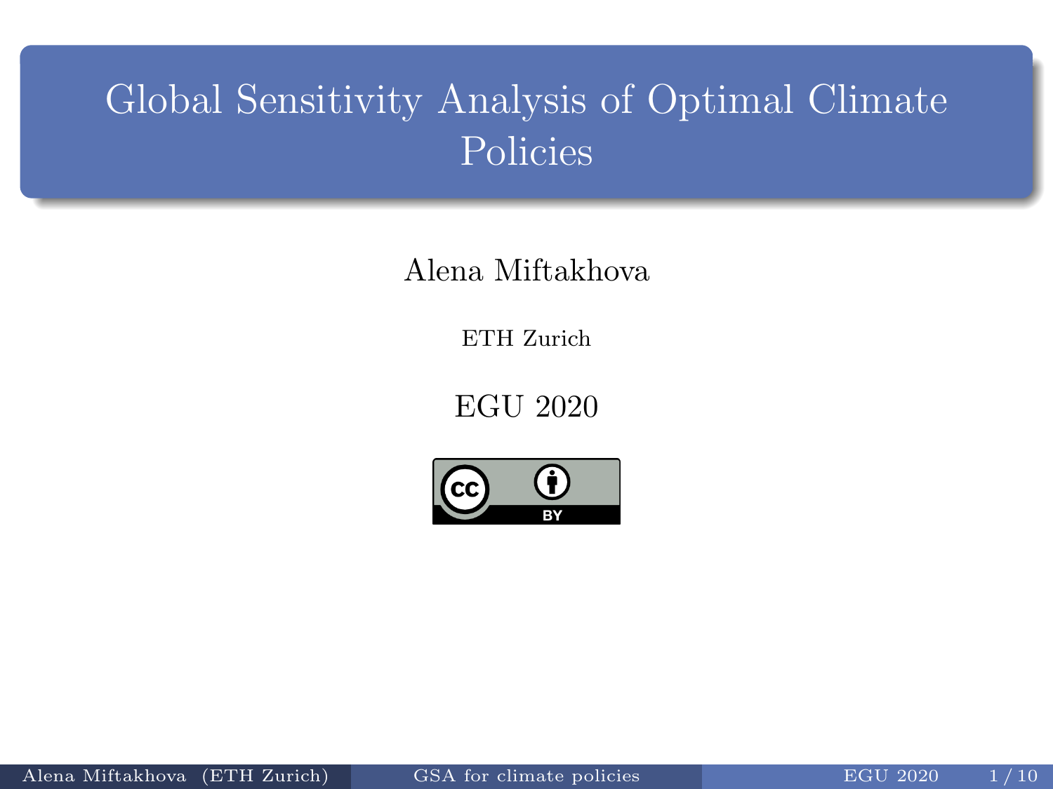# Global Sensitivity Analysis of Optimal Climate Policies

Alena Miftakhova

ETH Zurich

EGU 2020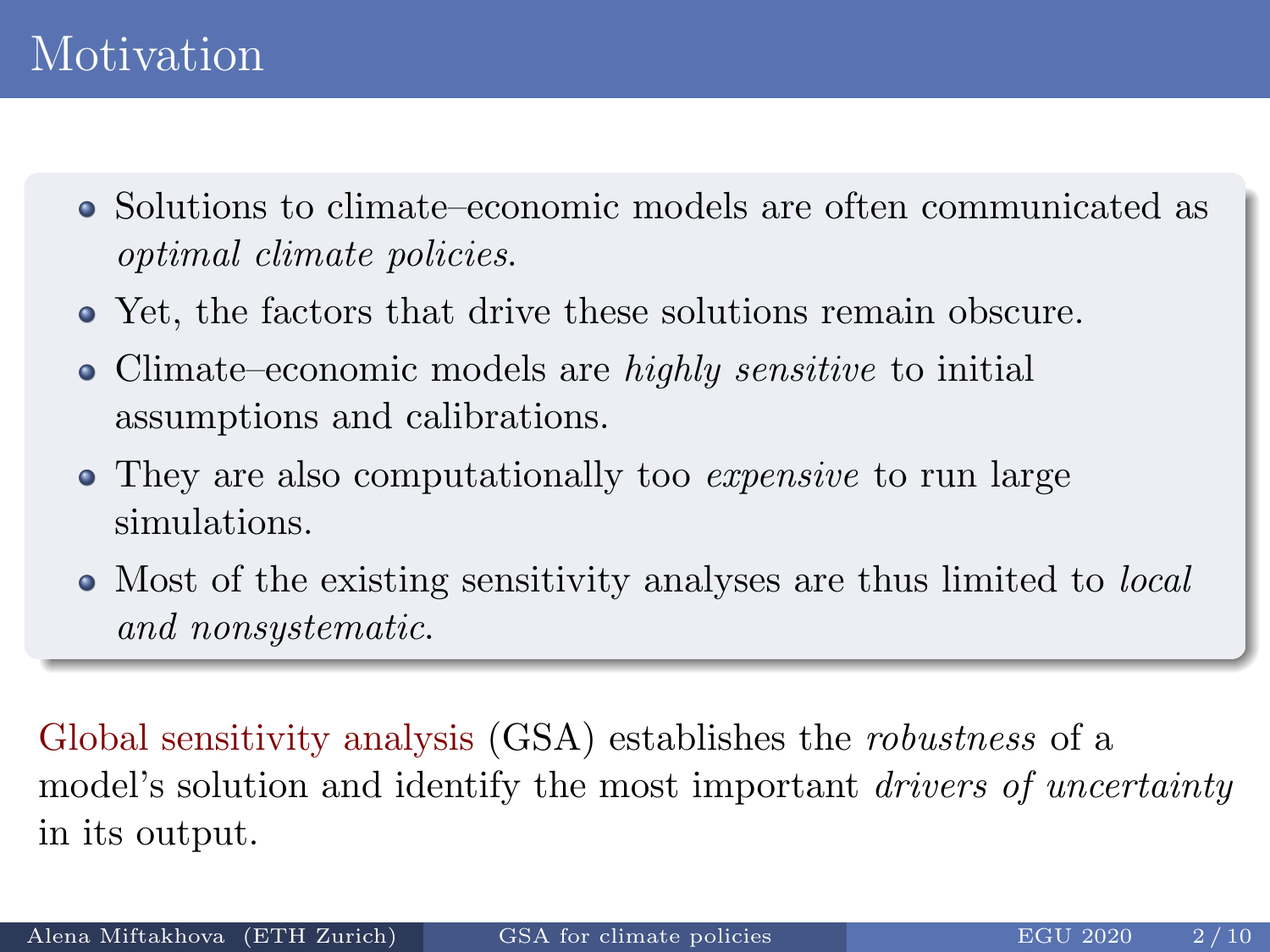# Motivation

- Solutions to climate–economic models are often communicated as *optimal climate policies*.
- Yet, the factors that drive these solutions remain obscure.
- Climate–economic models are *highly sensitive* to initial assumptions and calibrations.
- They are also computationally too *expensive* to run large simulations.
- Most of the existing sensitivity analyses are thus limited to *local and nonsystematic*.

Global sensitivity analysis (GSA) establishes the *robustness* of a model's solution and identify the most important *drivers of uncertainty* in its output.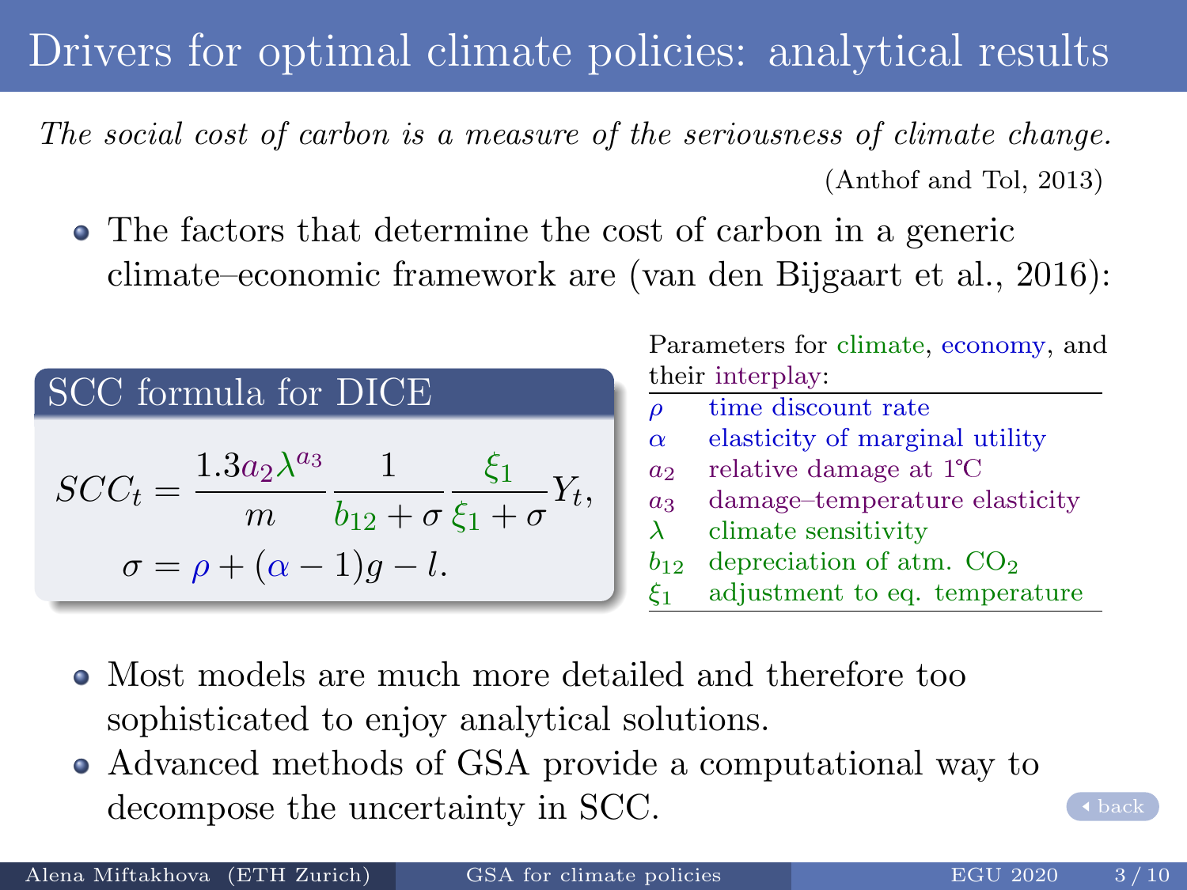# Drivers for optimal climate policies: analytical results

*The social cost of carbon is a measure of the seriousness of climate change.*

(Anthof and Tol, 2013)

- The factors that determine the cost of carbon in a generic climate–economic framework are (van den Bijgaart et al., 2016):

### SCC formula for DICE

$$SCC_t = \frac{1.3 a_2 \lambda^{a_3}}{m} \frac{1}{b_{12} + \sigma} \frac{\xi_1}{\xi_1 + \sigma} Y_t,$$

$$\sigma = \rho + (\alpha - 1)g - l.$$

Parameters for climate, economy, and their interplay:

| | |
|---|---|
| $\rho$ | time discount rate |
| $\alpha$ | elasticity of marginal utility |
| $a_2$ | relative damage at 1°C |
| $a_3$ | damage–temperature elasticity |
| $\lambda$ | climate sensitivity |
| $b_{12}$ | depreciation of atm. $CO_2$ |
| $\xi_1$ | adjustment to eq. temperature |

- Most models are much more detailed and therefore too sophisticated to enjoy analytical solutions.
- Advanced methods of GSA provide a computational way to decompose the uncertainty in SCC.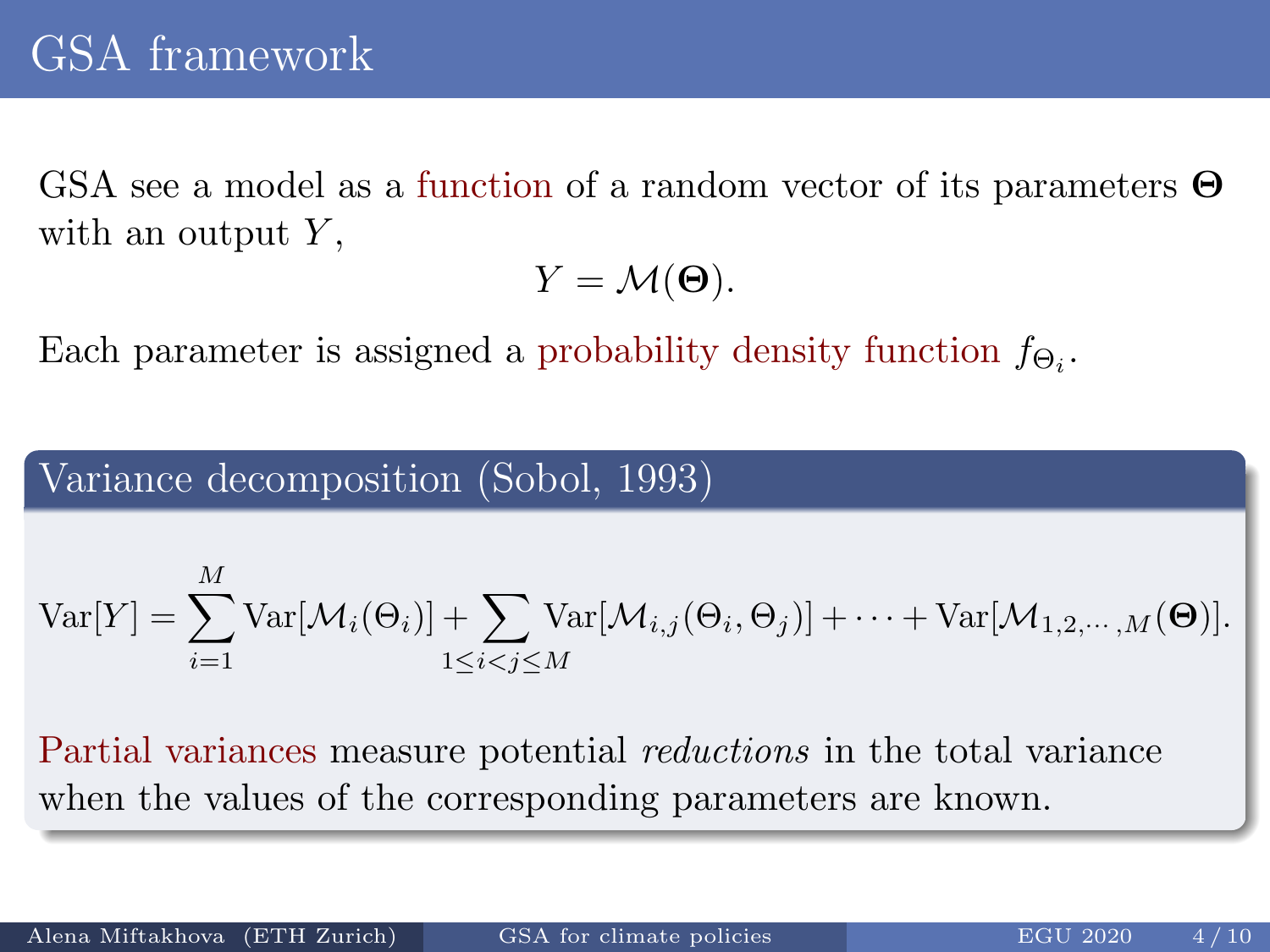# GSA framework

GSA see a model as a function of a random vector of its parameters $\boldsymbol{\Theta}$ with an output $Y$,

$$Y = \mathcal{M}(\boldsymbol{\Theta}).$$

Each parameter is assigned a probability density function $f_{\Theta_i}$.

## Variance decomposition (Sobol, 1993)

$$\text{Var}[Y] = \sum_{i=1}^{M} \text{Var}[\mathcal{M}_i(\Theta_i)] + \sum_{1 \le i < j \le M} \text{Var}[\mathcal{M}_{i,j}(\Theta_i, \Theta_j)] + \cdots + \text{Var}[\mathcal{M}_{1,2,\cdots,M}(\boldsymbol{\Theta})].$$

Partial variances measure potential *reductions* in the total variance when the values of the corresponding parameters are known.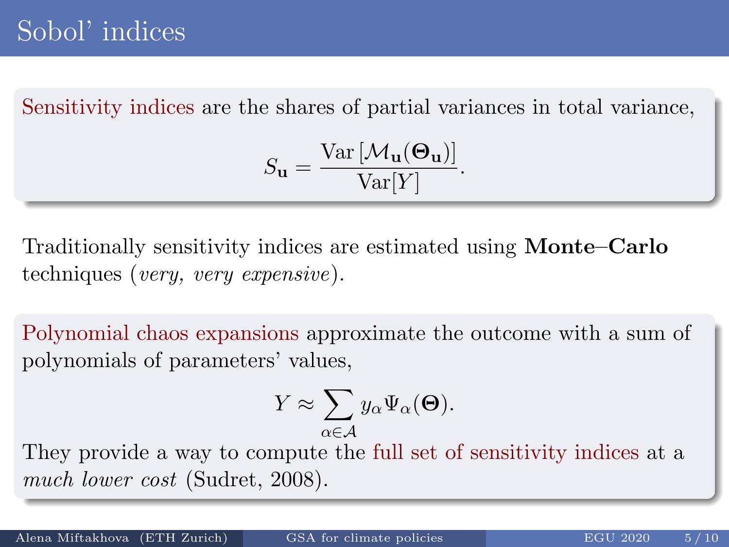# Sobol' indices

Sensitivity indices are the shares of partial variances in total variance,

$$S_{\mathbf{u}} = \frac{\mathrm{Var}\left[\mathcal{M}_{\mathbf{u}}(\boldsymbol{\Theta}_{\mathbf{u}})\right]}{\mathrm{Var}[Y]}.$$

Traditionally sensitivity indices are estimated using **Monte–Carlo** techniques (*very, very expensive*).

Polynomial chaos expansions approximate the outcome with a sum of polynomials of parameters' values,

$$Y \approx \sum_{\alpha \in \mathcal{A}} y_\alpha \Psi_\alpha(\boldsymbol{\Theta}).$$

They provide a way to compute the full set of sensitivity indices at a *much lower cost* (Sudret, 2008).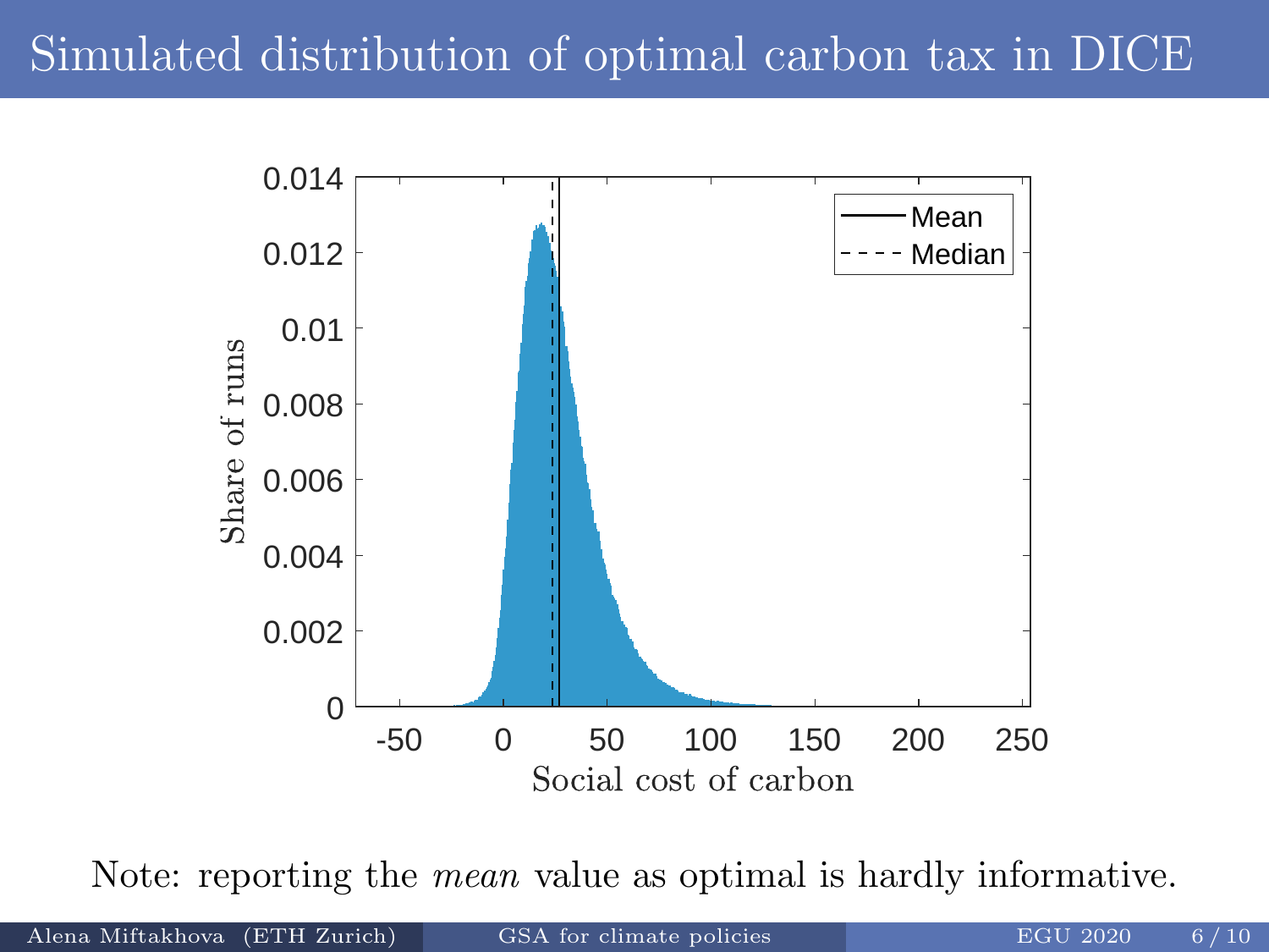# Simulated distribution of optimal carbon tax in DICE

Note: reporting the *mean* value as optimal is hardly informative.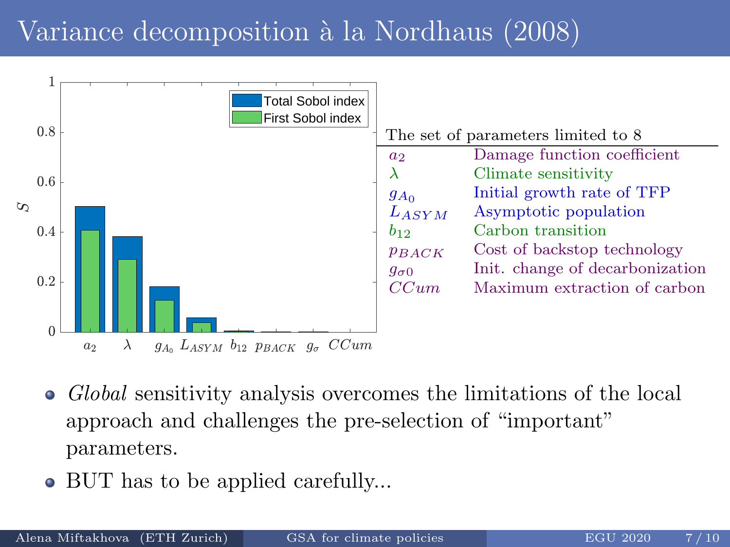# Variance decomposition à la Nordhaus (2008)

| The set of parameters limited to 8 | |
|---|---|
| $a_2$ | Damage function coefficient |
| $\lambda$ | Climate sensitivity |
| $g_{A_0}$ | Initial growth rate of TFP |
| $L_{ASYM}$ | Asymptotic population |
| $b_{12}$ | Carbon transition |
| $p_{BACK}$ | Cost of backstop technology |
| $g_{\sigma 0}$ | Init. change of decarbonization |
| $CCum$ | Maximum extraction of carbon |

- *Global* sensitivity analysis overcomes the limitations of the local approach and challenges the pre-selection of "important" parameters.
- BUT has to be applied carefully...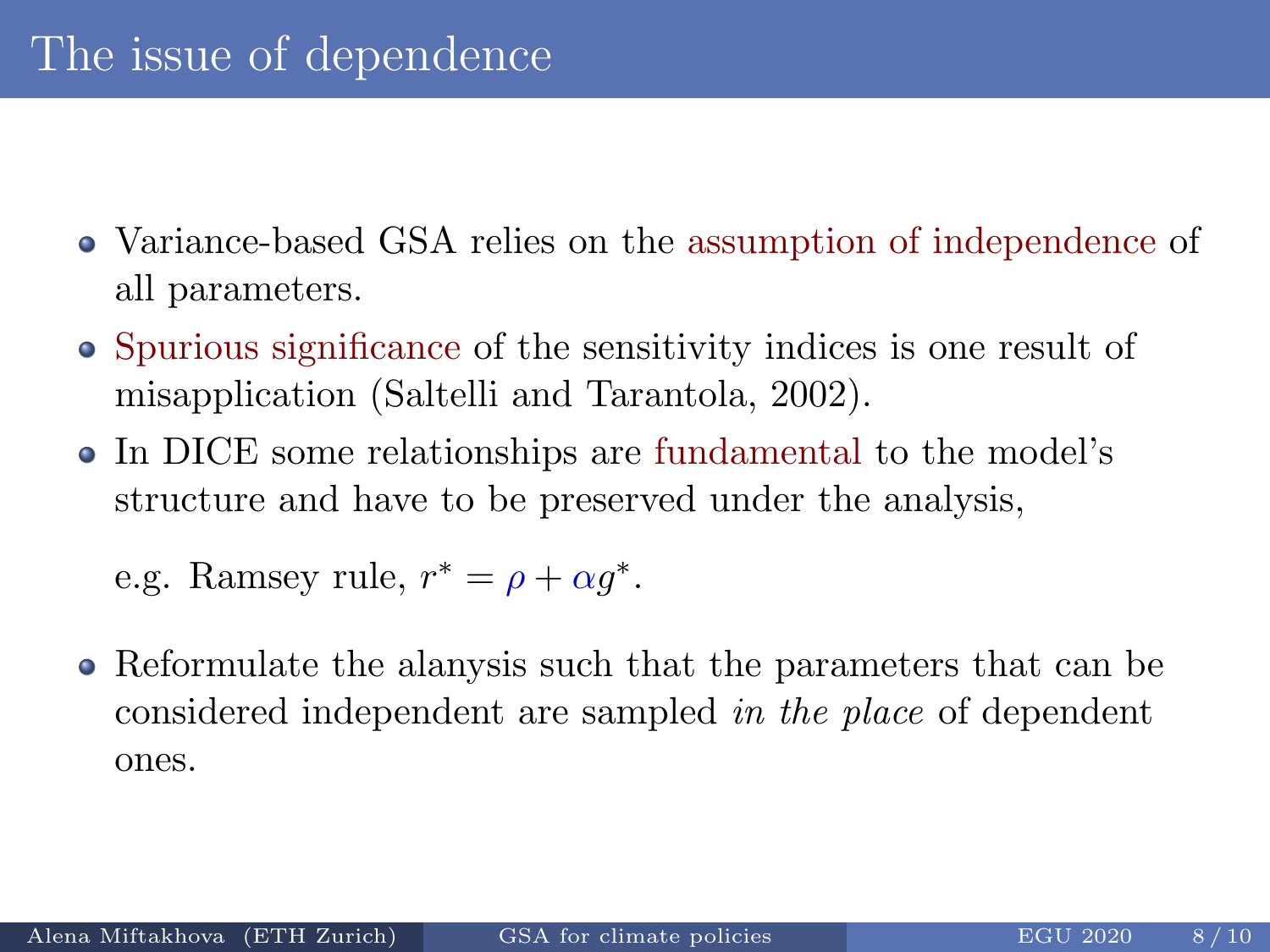# The issue of dependence

- Variance-based GSA relies on the assumption of independence of all parameters.
- Spurious significance of the sensitivity indices is one result of misapplication (Saltelli and Tarantola, 2002).
- In DICE some relationships are fundamental to the model's structure and have to be preserved under the analysis,

  e.g. Ramsey rule, $r^* = \rho + \alpha g^*$.

- Reformulate the alanysis such that the parameters that can be considered independent are sampled *in the place* of dependent ones.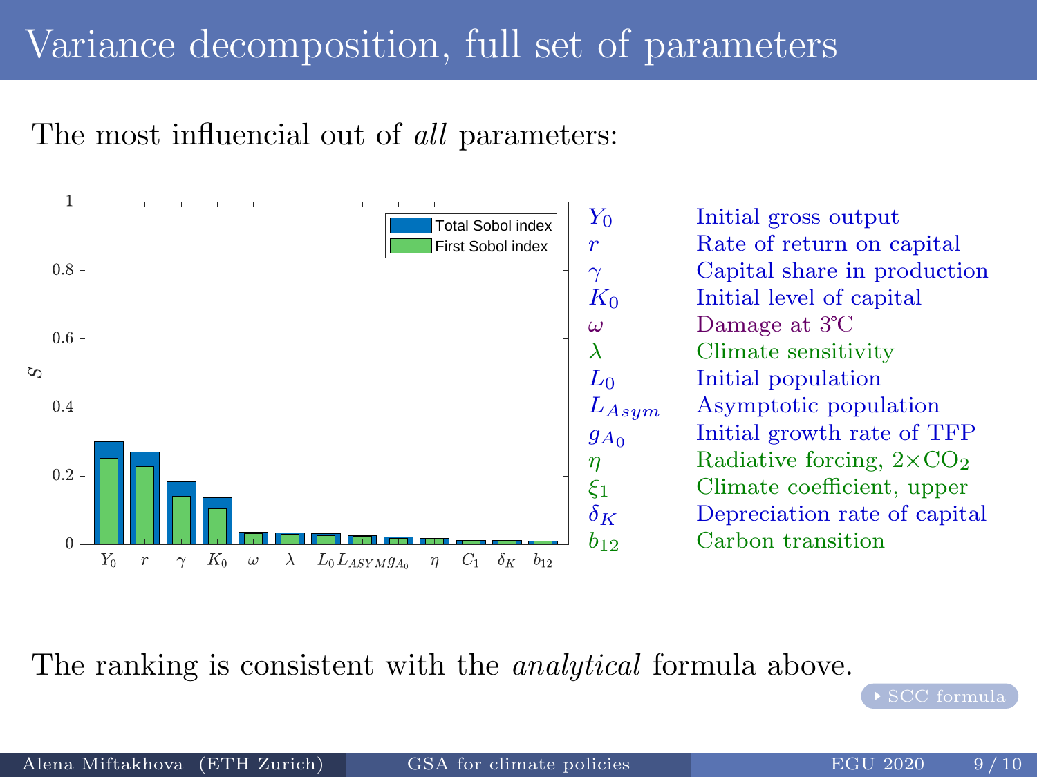# Variance decomposition, full set of parameters

The most influencial out of *all* parameters:

| | |
|---|---|
| $Y_0$ | Initial gross output |
| $r$ | Rate of return on capital |
| $\gamma$ | Capital share in production |
| $K_0$ | Initial level of capital |
| $\omega$ | Damage at 3°C |
| $\lambda$ | Climate sensitivity |
| $L_0$ | Initial population |
| $L_{Asym}$ | Asymptotic population |
| $g_{A_0}$ | Initial growth rate of TFP |
| $\eta$ | Radiative forcing, $2\times CO_2$ |
| $\xi_1$ | Climate coefficient, upper |
| $\delta_K$ | Depreciation rate of capital |
| $b_{12}$ | Carbon transition |

The ranking is consistent with the *analytical* formula above.

SCC formula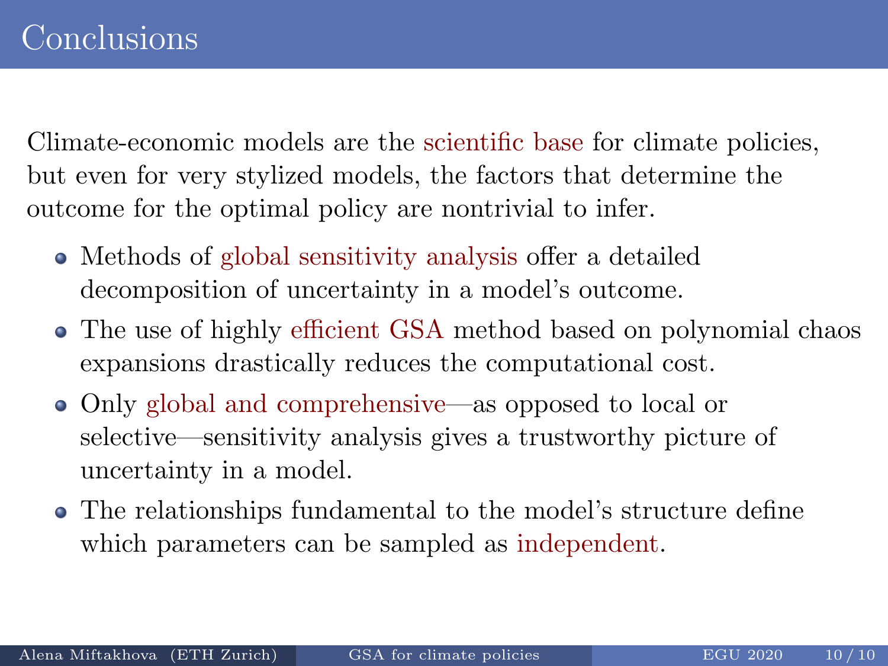# Conclusions

Climate-economic models are the scientific base for climate policies, but even for very stylized models, the factors that determine the outcome for the optimal policy are nontrivial to infer.

- Methods of global sensitivity analysis offer a detailed decomposition of uncertainty in a model's outcome.
- The use of highly efficient GSA method based on polynomial chaos expansions drastically reduces the computational cost.
- Only global and comprehensive—as opposed to local or selective—sensitivity analysis gives a trustworthy picture of uncertainty in a model.
- The relationships fundamental to the model's structure define which parameters can be sampled as independent.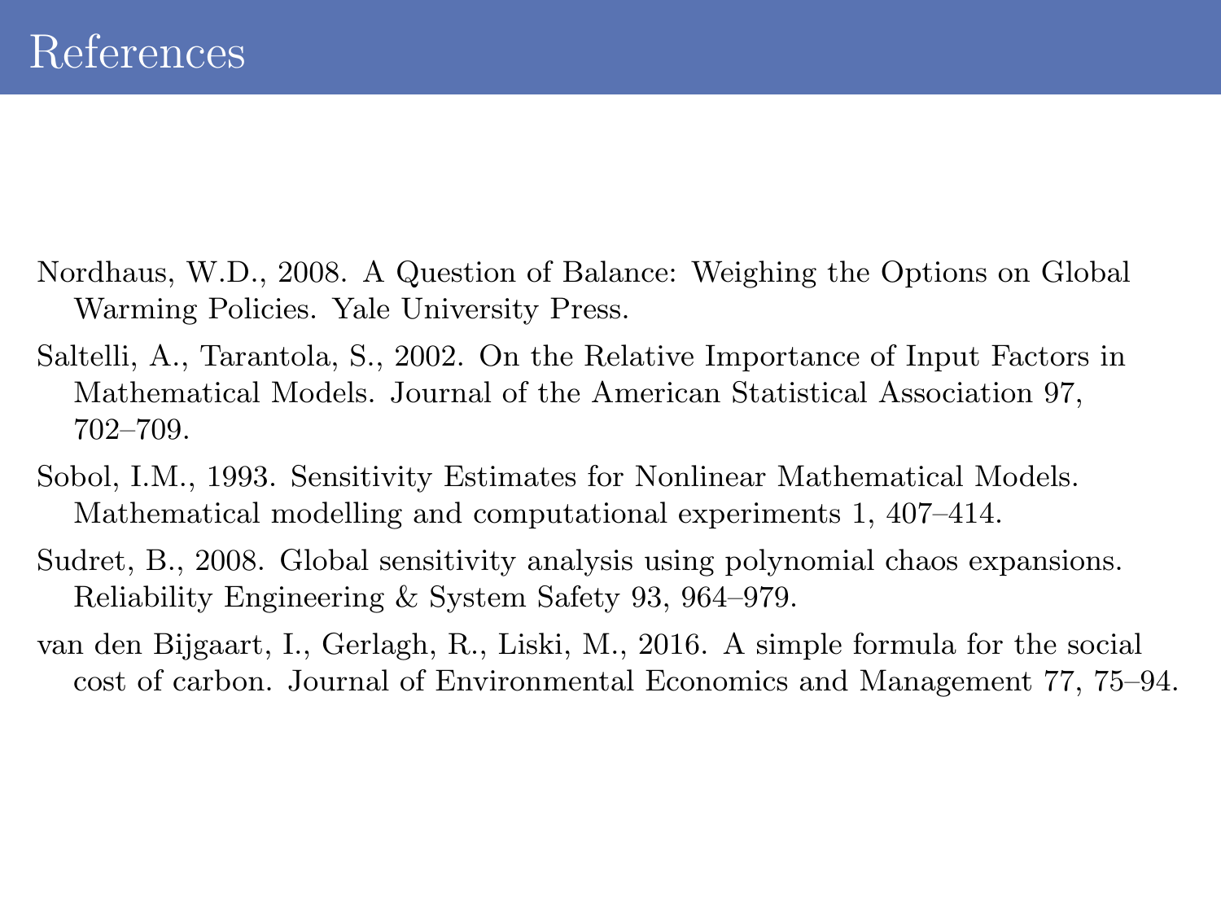# References

Nordhaus, W.D., 2008. A Question of Balance: Weighing the Options on Global Warming Policies. Yale University Press.

Saltelli, A., Tarantola, S., 2002. On the Relative Importance of Input Factors in Mathematical Models. Journal of the American Statistical Association 97, 702–709.

Sobol, I.M., 1993. Sensitivity Estimates for Nonlinear Mathematical Models. Mathematical modelling and computational experiments 1, 407–414.

Sudret, B., 2008. Global sensitivity analysis using polynomial chaos expansions. Reliability Engineering & System Safety 93, 964–979.

van den Bijgaart, I., Gerlagh, R., Liski, M., 2016. A simple formula for the social cost of carbon. Journal of Environmental Economics and Management 77, 75–94.